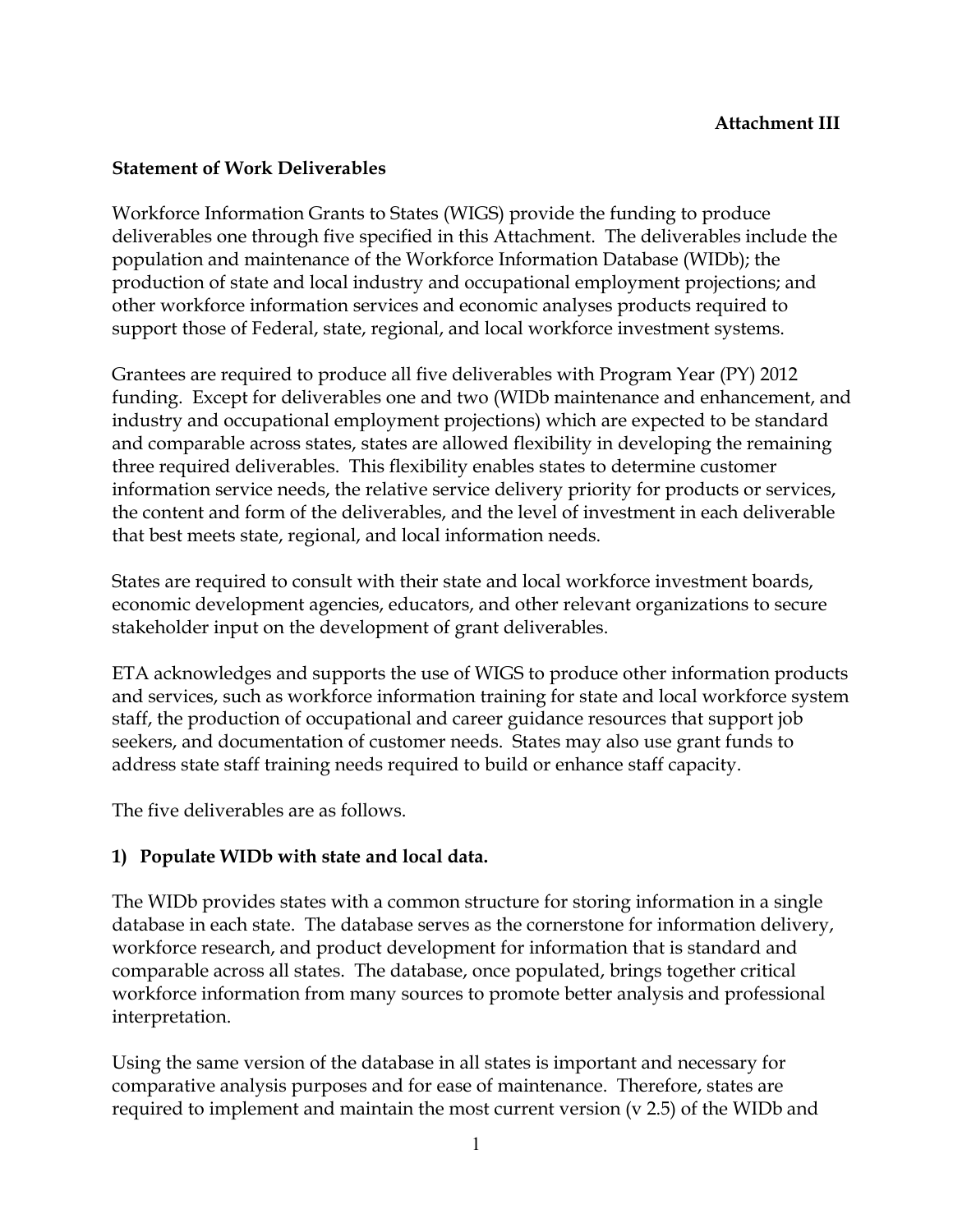**Attachment III**

**Statement of Work Deliverables**

Workforce Information Grants to States (WIGS) provide the funding to produce deliverables one through five specified in this Attachment. The deliverables include the population and maintenance of the Workforce Information Database (WIDb); the production of state and local industry and occupational employment projections; and other workforce information services and economic analyses products required to support those of Federal, state, regional, and local workforce investment systems.

Grantees are required to produce all five deliverables with Program Year (PY) 2012 funding. Except for deliverables one and two (WIDb maintenance and enhancement, and industry and occupational employment projections) which are expected to be standard and comparable across states, states are allowed flexibility in developing the remaining three required deliverables. This flexibility enables states to determine customer information service needs, the relative service delivery priority for products or services, the content and form of the deliverables, and the level of investment in each deliverable that best meets state, regional, and local information needs.

States are required to consult with their state and local workforce investment boards, economic development agencies, educators, and other relevant organizations to secure stakeholder input on the development of grant deliverables.

ETA acknowledges and supports the use of WIGS to produce other information products and services, such as workforce information training for state and local workforce system staff, the production of occupational and career guidance resources that support job seekers, and documentation of customer needs. States may also use grant funds to address state staff training needs required to build or enhance staff capacity.

The five deliverables are as follows.

**1) Populate WIDb with state and local data.**

The WIDb provides states with a common structure for storing information in a single database in each state. The database serves as the cornerstone for information delivery, workforce research, and product development for information that is standard and comparable across all states. The database, once populated, brings together critical workforce information from many sources to promote better analysis and professional interpretation.

Using the same version of the database in all states is important and necessary for comparative analysis purposes and for ease of maintenance. Therefore, states are required to implement and maintain the most current version (v 2.5) of the WIDb and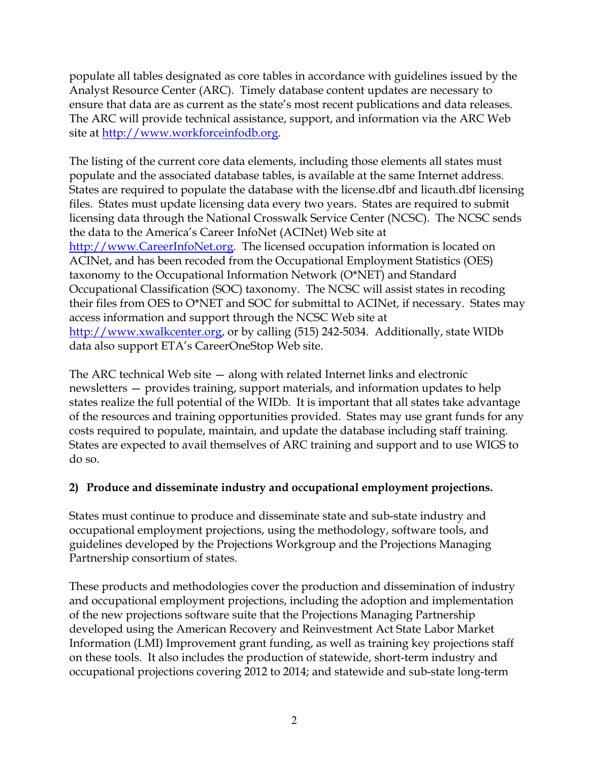populate all tables designated as core tables in accordance with guidelines issued by the Analyst Resource Center (ARC). Timely database content updates are necessary to ensure that data are as current as the state's most recent publications and data releases. The ARC will provide technical assistance, support, and information via the ARC Web site at http://www.workforceinfodb.org.

The listing of the current core data elements, including those elements all states must populate and the associated database tables, is available at the same Internet address. States are required to populate the database with the license.dbf and licauth.dbf licensing files. States must update licensing data every two years. States are required to submit licensing data through the National Crosswalk Service Center (NCSC). The NCSC sends the data to the America's Career InfoNet (ACINet) Web site at http://www.CareerInfoNet.org. The licensed occupation information is located on ACINet, and has been recoded from the Occupational Employment Statistics (OES) taxonomy to the Occupational Information Network (O*NET) and Standard Occupational Classification (SOC) taxonomy. The NCSC will assist states in recoding their files from OES to O*NET and SOC for submittal to ACINet, if necessary. States may access information and support through the NCSC Web site at http://www.xwalkcenter.org, or by calling (515) 242-5034. Additionally, state WIDb data also support ETA's CareerOneStop Web site.

The ARC technical Web site — along with related Internet links and electronic newsletters — provides training, support materials, and information updates to help states realize the full potential of the WIDb. It is important that all states take advantage of the resources and training opportunities provided. States may use grant funds for any costs required to populate, maintain, and update the database including staff training. States are expected to avail themselves of ARC training and support and to use WIGS to do so.

**2) Produce and disseminate industry and occupational employment projections.**

States must continue to produce and disseminate state and sub-state industry and occupational employment projections, using the methodology, software tools, and guidelines developed by the Projections Workgroup and the Projections Managing Partnership consortium of states.

These products and methodologies cover the production and dissemination of industry and occupational employment projections, including the adoption and implementation of the new projections software suite that the Projections Managing Partnership developed using the American Recovery and Reinvestment Act State Labor Market Information (LMI) Improvement grant funding, as well as training key projections staff on these tools. It also includes the production of statewide, short-term industry and occupational projections covering 2012 to 2014; and statewide and sub-state long-term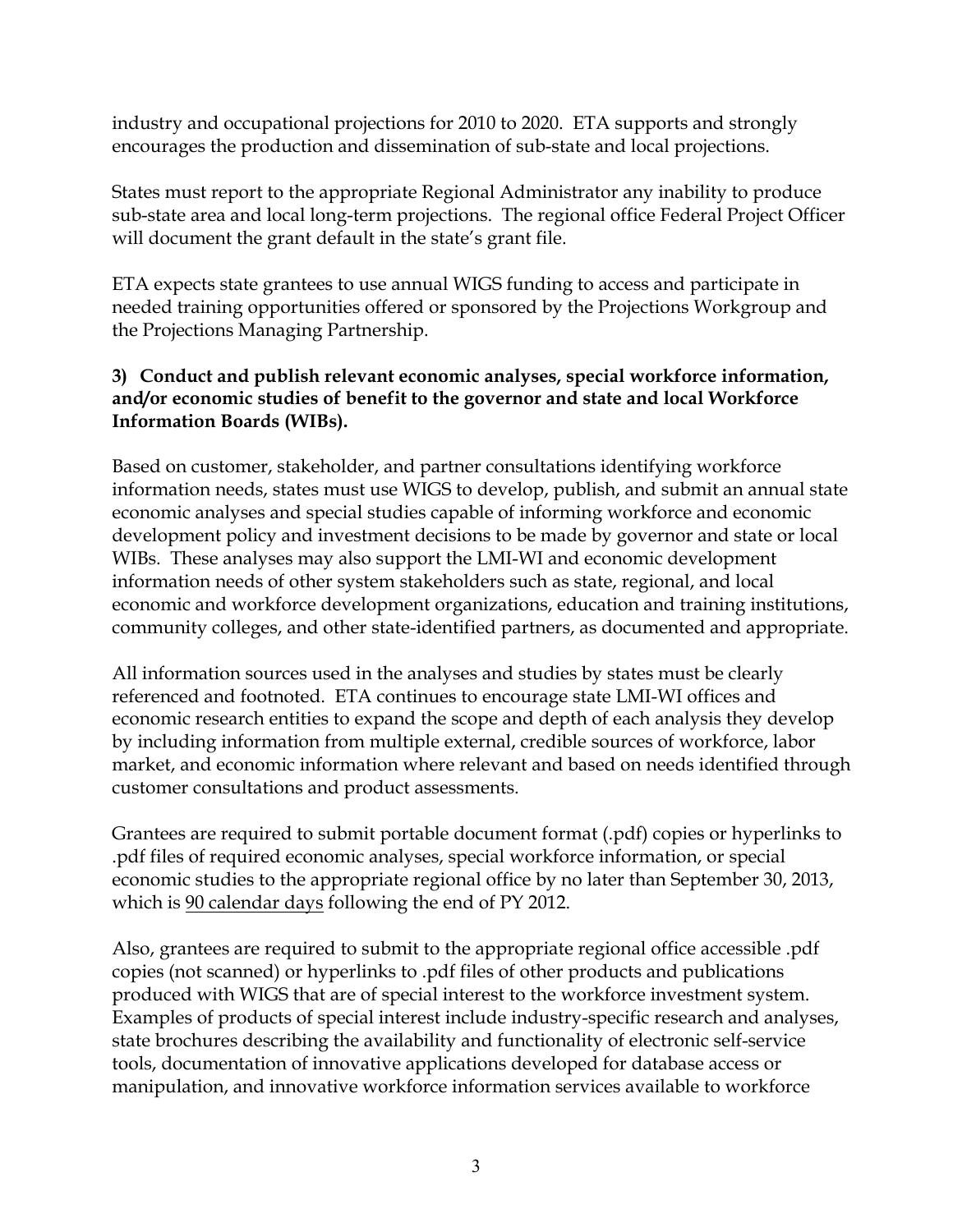industry and occupational projections for 2010 to 2020. ETA supports and strongly encourages the production and dissemination of sub-state and local projections.

States must report to the appropriate Regional Administrator any inability to produce sub-state area and local long-term projections. The regional office Federal Project Officer will document the grant default in the state's grant file.

ETA expects state grantees to use annual WIGS funding to access and participate in needed training opportunities offered or sponsored by the Projections Workgroup and the Projections Managing Partnership.

**3) Conduct and publish relevant economic analyses, special workforce information, and/or economic studies of benefit to the governor and state and local Workforce Information Boards (WIBs).**

Based on customer, stakeholder, and partner consultations identifying workforce information needs, states must use WIGS to develop, publish, and submit an annual state economic analyses and special studies capable of informing workforce and economic development policy and investment decisions to be made by governor and state or local WIBs. These analyses may also support the LMI-WI and economic development information needs of other system stakeholders such as state, regional, and local economic and workforce development organizations, education and training institutions, community colleges, and other state-identified partners, as documented and appropriate.

All information sources used in the analyses and studies by states must be clearly referenced and footnoted. ETA continues to encourage state LMI-WI offices and economic research entities to expand the scope and depth of each analysis they develop by including information from multiple external, credible sources of workforce, labor market, and economic information where relevant and based on needs identified through customer consultations and product assessments.

Grantees are required to submit portable document format (.pdf) copies or hyperlinks to .pdf files of required economic analyses, special workforce information, or special economic studies to the appropriate regional office by no later than September 30, 2013, which is <u>90 calendar days</u> following the end of PY 2012.

Also, grantees are required to submit to the appropriate regional office accessible .pdf copies (not scanned) or hyperlinks to .pdf files of other products and publications produced with WIGS that are of special interest to the workforce investment system. Examples of products of special interest include industry-specific research and analyses, state brochures describing the availability and functionality of electronic self-service tools, documentation of innovative applications developed for database access or manipulation, and innovative workforce information services available to workforce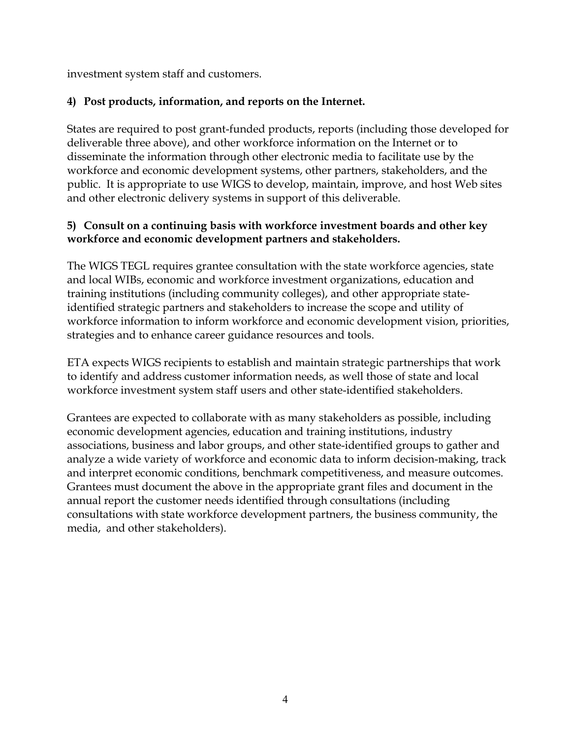investment system staff and customers.

**4) Post products, information, and reports on the Internet.**

States are required to post grant-funded products, reports (including those developed for deliverable three above), and other workforce information on the Internet or to disseminate the information through other electronic media to facilitate use by the workforce and economic development systems, other partners, stakeholders, and the public. It is appropriate to use WIGS to develop, maintain, improve, and host Web sites and other electronic delivery systems in support of this deliverable.

**5) Consult on a continuing basis with workforce investment boards and other key workforce and economic development partners and stakeholders.**

The WIGS TEGL requires grantee consultation with the state workforce agencies, state and local WIBs, economic and workforce investment organizations, education and training institutions (including community colleges), and other appropriate state-identified strategic partners and stakeholders to increase the scope and utility of workforce information to inform workforce and economic development vision, priorities, strategies and to enhance career guidance resources and tools.

ETA expects WIGS recipients to establish and maintain strategic partnerships that work to identify and address customer information needs, as well those of state and local workforce investment system staff users and other state-identified stakeholders.

Grantees are expected to collaborate with as many stakeholders as possible, including economic development agencies, education and training institutions, industry associations, business and labor groups, and other state-identified groups to gather and analyze a wide variety of workforce and economic data to inform decision-making, track and interpret economic conditions, benchmark competitiveness, and measure outcomes. Grantees must document the above in the appropriate grant files and document in the annual report the customer needs identified through consultations (including consultations with state workforce development partners, the business community, the media, and other stakeholders).